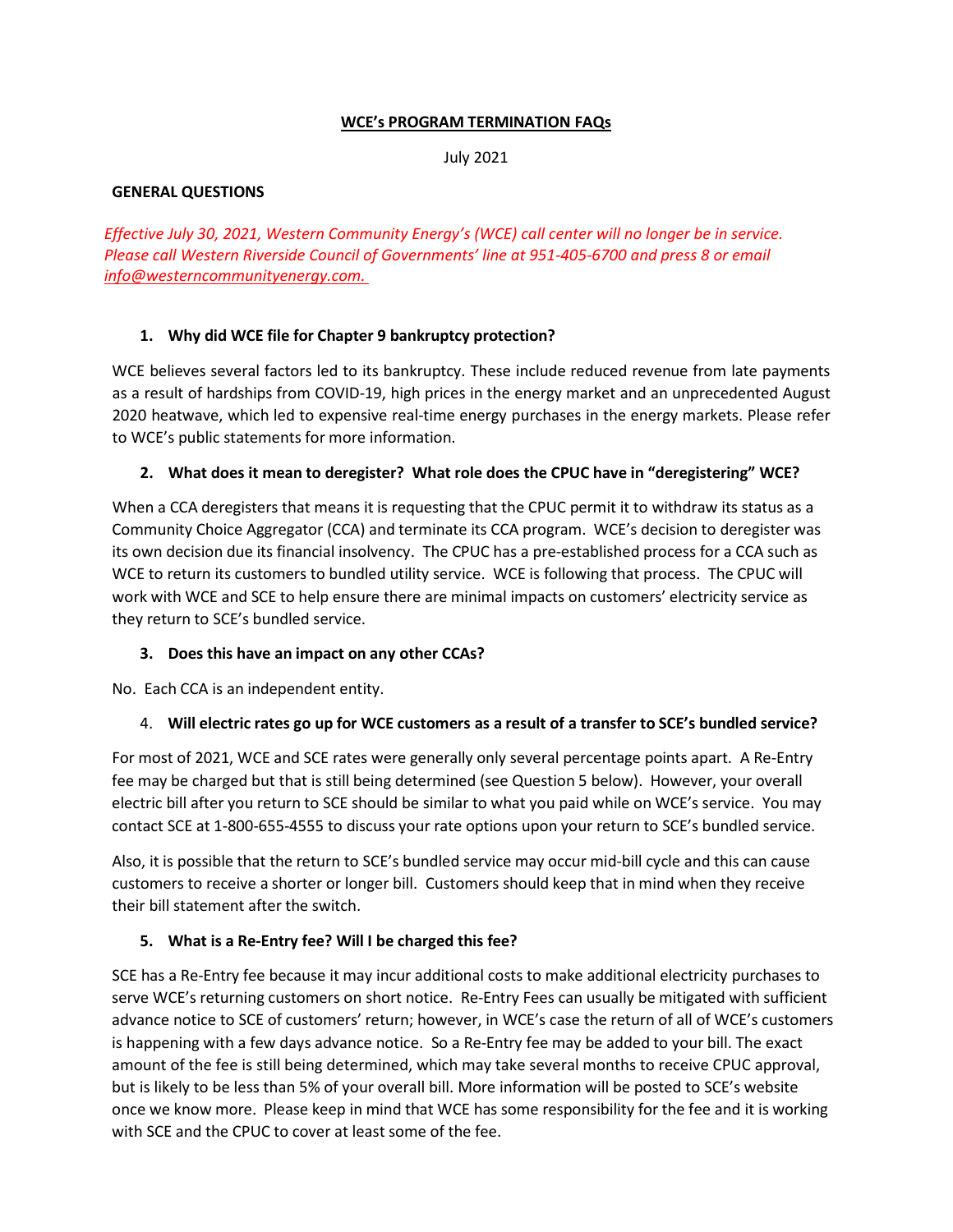# WCE's PROGRAM TERMINATION FAQs

July 2021

## GENERAL QUESTIONS

*Effective July 30, 2021, Western Community Energy's (WCE) call center will no longer be in service. Please call Western Riverside Council of Governments' line at 951-405-6700 and press 8 or email info@westerncommunityenergy.com.*

### 1. Why did WCE file for Chapter 9 bankruptcy protection?

WCE believes several factors led to its bankruptcy. These include reduced revenue from late payments as a result of hardships from COVID-19, high prices in the energy market and an unprecedented August 2020 heatwave, which led to expensive real-time energy purchases in the energy markets. Please refer to WCE's public statements for more information.

### 2. What does it mean to deregister? What role does the CPUC have in "deregistering" WCE?

When a CCA deregisters that means it is requesting that the CPUC permit it to withdraw its status as a Community Choice Aggregator (CCA) and terminate its CCA program. WCE's decision to deregister was its own decision due its financial insolvency. The CPUC has a pre-established process for a CCA such as WCE to return its customers to bundled utility service. WCE is following that process. The CPUC will work with WCE and SCE to help ensure there are minimal impacts on customers' electricity service as they return to SCE's bundled service.

### 3. Does this have an impact on any other CCAs?

No. Each CCA is an independent entity.

### 4. Will electric rates go up for WCE customers as a result of a transfer to SCE's bundled service?

For most of 2021, WCE and SCE rates were generally only several percentage points apart. A Re-Entry fee may be charged but that is still being determined (see Question 5 below). However, your overall electric bill after you return to SCE should be similar to what you paid while on WCE's service. You may contact SCE at 1-800-655-4555 to discuss your rate options upon your return to SCE's bundled service.

Also, it is possible that the return to SCE's bundled service may occur mid-bill cycle and this can cause customers to receive a shorter or longer bill. Customers should keep that in mind when they receive their bill statement after the switch.

### 5. What is a Re-Entry fee? Will I be charged this fee?

SCE has a Re-Entry fee because it may incur additional costs to make additional electricity purchases to serve WCE's returning customers on short notice. Re-Entry Fees can usually be mitigated with sufficient advance notice to SCE of customers' return; however, in WCE's case the return of all of WCE's customers is happening with a few days advance notice. So a Re-Entry fee may be added to your bill. The exact amount of the fee is still being determined, which may take several months to receive CPUC approval, but is likely to be less than 5% of your overall bill. More information will be posted to SCE's website once we know more. Please keep in mind that WCE has some responsibility for the fee and it is working with SCE and the CPUC to cover at least some of the fee.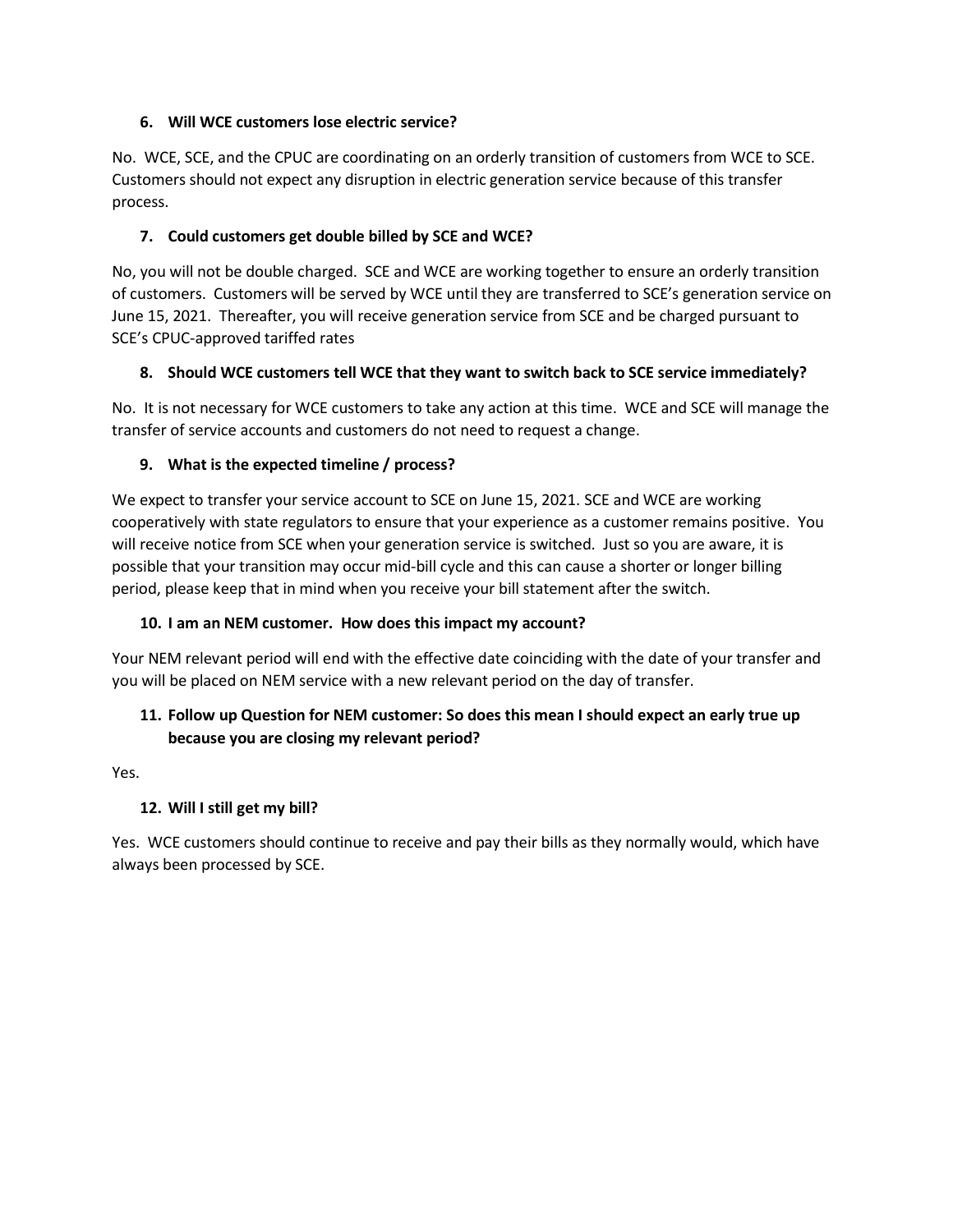**6. Will WCE customers lose electric service?**

No. WCE, SCE, and the CPUC are coordinating on an orderly transition of customers from WCE to SCE. Customers should not expect any disruption in electric generation service because of this transfer process.

**7. Could customers get double billed by SCE and WCE?**

No, you will not be double charged. SCE and WCE are working together to ensure an orderly transition of customers. Customers will be served by WCE until they are transferred to SCE's generation service on June 15, 2021. Thereafter, you will receive generation service from SCE and be charged pursuant to SCE's CPUC-approved tariffed rates

**8. Should WCE customers tell WCE that they want to switch back to SCE service immediately?**

No. It is not necessary for WCE customers to take any action at this time. WCE and SCE will manage the transfer of service accounts and customers do not need to request a change.

**9. What is the expected timeline / process?**

We expect to transfer your service account to SCE on June 15, 2021. SCE and WCE are working cooperatively with state regulators to ensure that your experience as a customer remains positive. You will receive notice from SCE when your generation service is switched. Just so you are aware, it is possible that your transition may occur mid-bill cycle and this can cause a shorter or longer billing period, please keep that in mind when you receive your bill statement after the switch.

**10. I am an NEM customer. How does this impact my account?**

Your NEM relevant period will end with the effective date coinciding with the date of your transfer and you will be placed on NEM service with a new relevant period on the day of transfer.

**11. Follow up Question for NEM customer: So does this mean I should expect an early true up because you are closing my relevant period?**

Yes.

**12. Will I still get my bill?**

Yes. WCE customers should continue to receive and pay their bills as they normally would, which have always been processed by SCE.